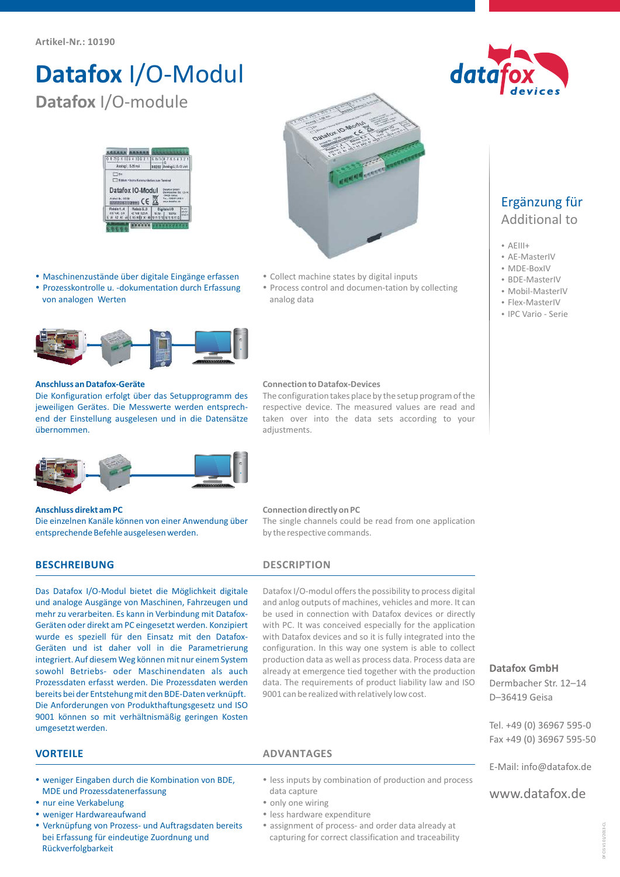Artikel-Nr.: 10190

# **Datafox** I/O-Modul

## **Datafox** I/O-module

- Maschinenzustände über digitale Eingänge erfassen
- Prozesskontrolle u. -dokumentation durch Erfassung von analogen Werten

- Collect machine states by digital inputs
- Process control and documen-tation by collecting analog data

### Ergänzung für
### Additional to

- AEIII+
- AE-MasterIV
- MDE-BoxIV
- BDE-MasterIV
- Mobil-MasterIV
- Flex-MasterIV
- IPC Vario - Serie

**Anschluss an Datafox-Geräte**

Die Konfiguration erfolgt über das Setupprogramm des jeweiligen Gerätes. Die Messwerte werden entsprechend der Einstellung ausgelesen und in die Datensätze übernommen.

**Connection to Datafox-Devices**

The configuration takes place by the setup program of the respective device. The measured values are read and taken over into the data sets according to your adjustments.

**Anschluss direkt am PC**

Die einzelnen Kanäle können von einer Anwendung über entsprechende Befehle ausgelesen werden.

**Connection directly on PC**

The single channels could be read from one application by the respective commands.

## BESCHREIBUNG

Das Datafox I/O-Modul bietet die Möglichkeit digitale und analoge Ausgänge von Maschinen, Fahrzeugen und mehr zu verarbeiten. Es kann in Verbindung mit Datafox-Geräten oder direkt am PC eingesetzt werden. Konzipiert wurde es speziell für den Einsatz mit den Datafox-Geräten und ist daher voll in die Parametrierung integriert. Auf diesem Weg können mit nur einem System sowohl Betriebs- oder Maschinendaten als auch Prozessdaten erfasst werden. Die Prozessdaten werden bereits bei der Entstehung mit den BDE-Daten verknüpft. Die Anforderungen von Produkthaftungsgesetz und ISO 9001 können so mit verhältnismäßig geringen Kosten umgesetzt werden.

## DESCRIPTION

Datafox I/O-modul offers the possibility to process digital and anlog outputs of machines, vehicles and more. It can be used in connection with Datafox devices or directly with PC. It was conceived especially for the application with Datafox devices and so it is fully integrated into the configuration. In this way one system is able to collect production data as well as process data. Process data are already at emergence tied together with the production data. The requirements of product liability law and ISO 9001 can be realized with relatively low cost.

## VORTEILE

- weniger Eingaben durch die Kombination von BDE, MDE und Prozessdatenerfassung
- nur eine Verkabelung
- weniger Hardwareaufwand
- Verknüpfung von Prozess- und Auftragsdaten bereits bei Erfassung für eindeutige Zuordnung und Rückverfolgbarkeit

## ADVANTAGES

- less inputs by combination of production and process data capture
- only one wiring
- less hardware expenditure
- assignment of process- and order data already at capturing for correct classification and traceability

**Datafox GmbH**
Dermbacher Str. 12–14
D–36419 Geisa

Tel. +49 (0) 36967 595-0
Fax +49 (0) 36967 595-50

E-Mail: info@datafox.de

www.datafox.de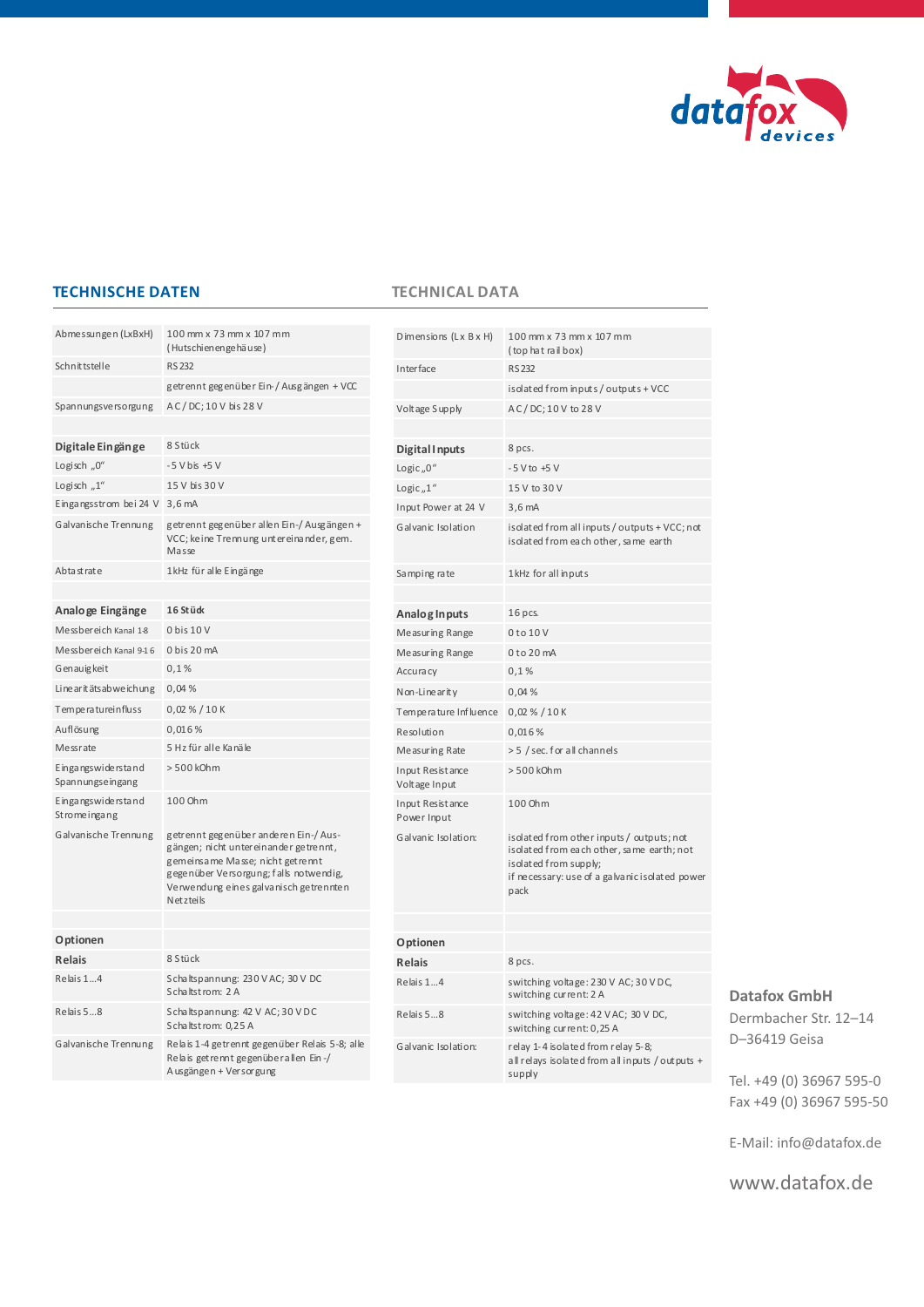## TECHNISCHE DATEN

| | |
|---|---|
| Abmessungen (LxBxH) | 100 mm x 73 mm x 107 mm (Hutschienengehäuse) |
| Schnittstelle | RS 232 |
| | getrennt gegenüber Ein-/ Ausgängen + VCC |
| Spannungsversorgung | AC / DC; 10 V bis 28 V |
| | |
| **Digitale Eingänge** | 8 Stück |
| Logisch „0" | -5 V bis +5 V |
| Logisch „1" | 15 V bis 30 V |
| Eingangsstrom bei 24 V | 3,6 mA |
| Galvanische Trennung | getrennt gegenüber allen Ein-/ Ausgängen + VCC; keine Trennung untereinander, gem. Masse |
| Abtastrate | 1kHz für alle Eingänge |
| | |
| **Analoge Eingänge** | **16 Stück** |
| Messbereich Kanal 1-8 | 0 bis 10 V |
| Messbereich Kanal 9-16 | 0 bis 20 mA |
| Genauigkeit | 0,1 % |
| Linearitätsabweichung | 0,04 % |
| Temperatureinfluss | 0,02 % / 10 K |
| Auflösung | 0,016 % |
| Messrate | 5 Hz für alle Kanäle |
| Eingangswiderstand Spannungseingang | > 500 kOhm |
| Eingangswiderstand Stromeingang | 100 Ohm |
| Galvanische Trennung | getrennt gegenüber anderen Ein-/ Ausgängen; nicht untereinander getrennt, gemeinsame Masse; nicht getrennt gegenüber Versorgung; falls notwendig, Verwendung eines galvanisch getrennten Netzteils |
| | |
| **Optionen** | |
| **Relais** | 8 Stück |
| Relais 1…4 | Schaltspannung: 230 V AC; 30 V DC Schaltstrom: 2 A |
| Relais 5…8 | Schaltspannung: 42 V AC; 30 V DC Schaltstrom: 0,25 A |
| Galvanische Trennung | Relais 1-4 getrennt gegenüber Relais 5-8; alle Relais getrennt gegenüber allen Ein-/ Ausgängen + Versorgung |

## TECHNICAL DATA

| | |
|---|---|
| Dimensions (L x B x H) | 100 mm x 73 mm x 107 mm (top hat rail box) |
| Interface | RS 232 |
| | isolated from inputs / outputs + VCC |
| Voltage Supply | AC / DC; 10 V to 28 V |
| | |
| **Digital Inputs** | 8 pcs. |
| Logic „0" | -5 V to +5 V |
| Logic „1" | 15 V to 30 V |
| Input Power at 24 V | 3,6 mA |
| Galvanic Isolation | isolated from all inputs / outputs + VCC; not isolated from each other, same earth |
| Samping rate | 1kHz for all inputs |
| | |
| **Analog Inputs** | 16 pcs. |
| Measuring Range | 0 to 10 V |
| Measuring Range | 0 to 20 mA |
| Accuracy | 0,1 % |
| Non-Linearity | 0,04 % |
| Temperature Influence | 0,02 % / 10 K |
| Resolution | 0,016 % |
| Measuring Rate | > 5 / sec. for all channels |
| Input Resistance Voltage Input | > 500 kOhm |
| Input Resistance Power Input | 100 Ohm |
| Galvanic Isolation: | isolated from other inputs / outputs; not isolated from each other, same earth; not isolated from supply; if necessary: use of a galvanic isolated power pack |
| | |
| **Optionen** | |
| **Relais** | 8 pcs. |
| Relais 1…4 | switching voltage: 230 V AC; 30 V DC, switching current: 2 A |
| Relais 5…8 | switching voltage: 42 V AC; 30 V DC, switching current: 0,25 A |
| Galvanic Isolation: | relay 1-4 isolated from relay 5-8; all relays isolated from all inputs / outputs + supply |

**Datafox GmbH**
Dermbacher Str. 12–14
D–36419 Geisa

Tel. +49 (0) 36967 595-0
Fax +49 (0) 36967 595-50

E-Mail: info@datafox.de

www.datafox.de